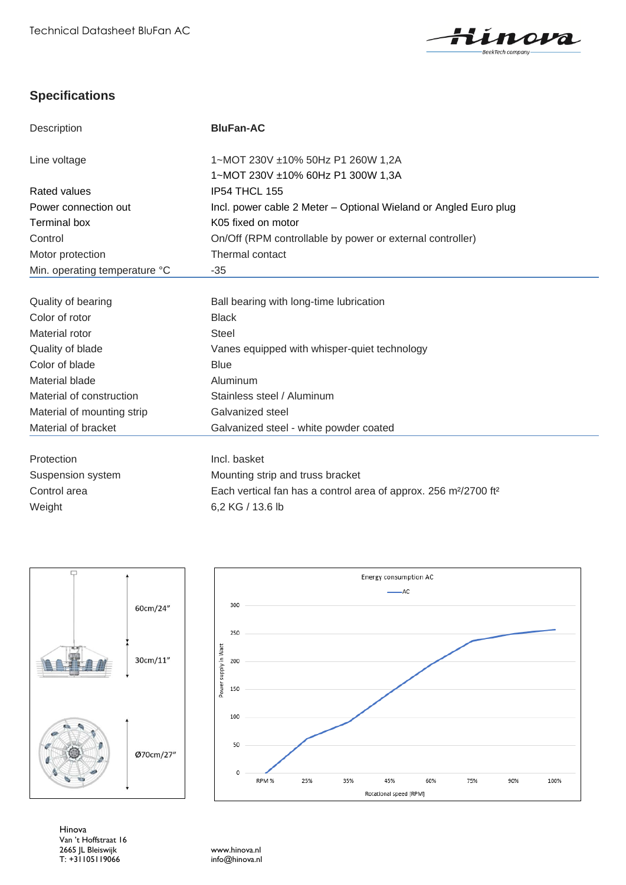## Specifications

| Description | **BluFan-AC** |
|---|---|
| Line voltage | 1~MOT 230V ±10% 50Hz P1 260W 1,2A<br>1~MOT 230V ±10% 60Hz P1 300W 1,3A |
| Rated values | IP54 THCL 155 |
| Power connection out | Incl. power cable 2 Meter – Optional Wieland or Angled Euro plug |
| Terminal box | K05 fixed on motor |
| Control | On/Off (RPM controllable by power or external controller) |
| Motor protection | Thermal contact |
| Min. operating temperature °C | -35 |
| Quality of bearing | Ball bearing with long-time lubrication |
| Color of rotor | Black |
| Material rotor | Steel |
| Quality of blade | Vanes equipped with whisper-quiet technology |
| Color of blade | Blue |
| Material blade | Aluminum |
| Material of construction | Stainless steel / Aluminum |
| Material of mounting strip | Galvanized steel |
| Material of bracket | Galvanized steel - white powder coated |
| Protection | Incl. basket |
| Suspension system | Mounting strip and truss bracket |
| Control area | Each vertical fan has a control area of approx. 256 m²/2700 ft² |
| Weight | 6,2 KG / 13.6 lb |

60cm/24″

30cm/11″

Ø70cm/27″

Energy consumption AC

| Rotational speed [RPM %] | Power supply in Watt (AC, approx.) |
|---|---|
| RPM % (0) | 0 |
| 25% | 62 |
| 35% | 93 |
| 45% | 147 |
| 60% | 197 |
| 75% | 237 |
| 90% | 249 |
| 100% | 256 |

Hinova
Van 't Hoffstraat 16
2665 JL Bleiswijk
T: +31105119066

www.hinova.nl
info@hinova.nl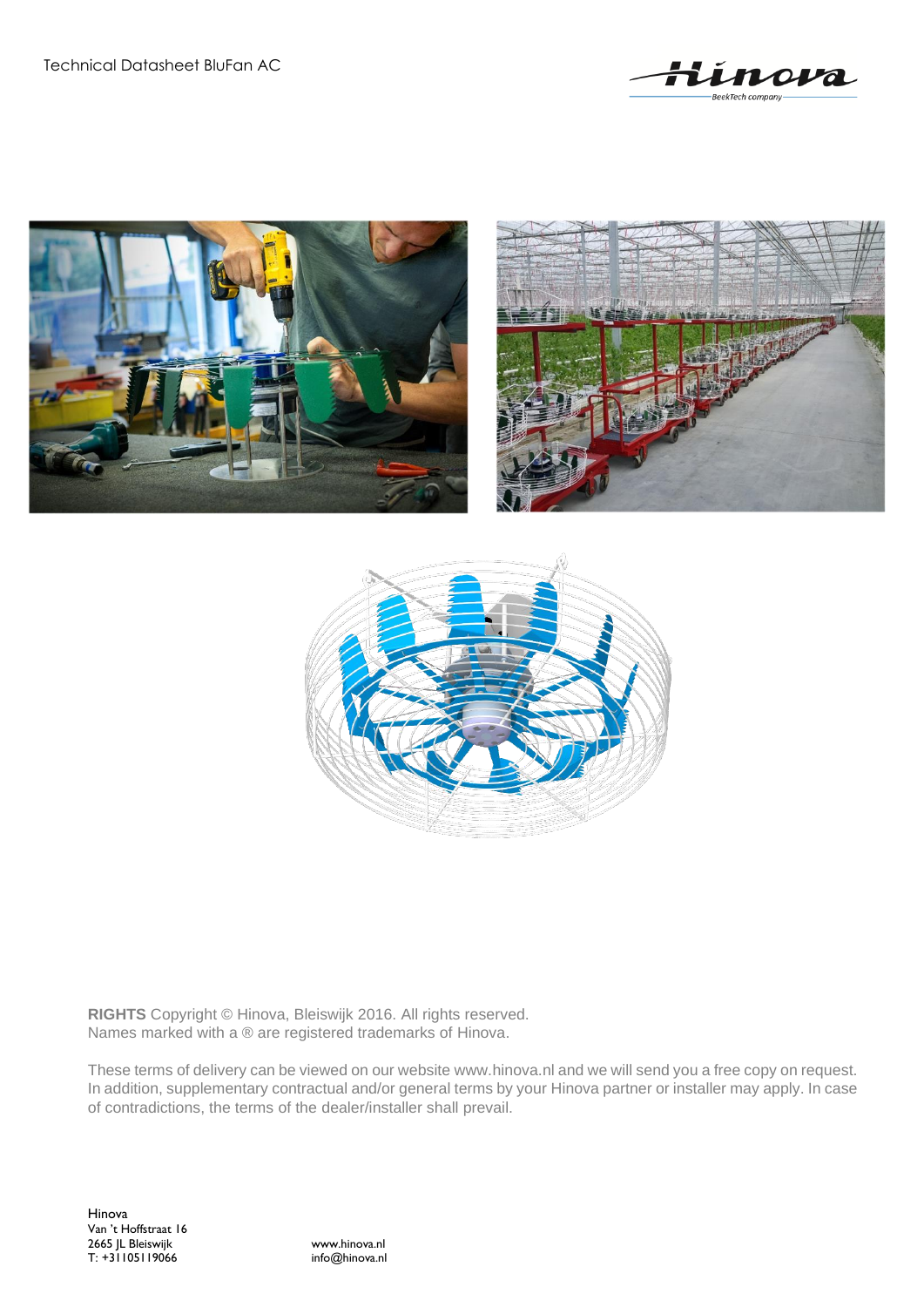**RIGHTS** Copyright © Hinova, Bleiswijk 2016. All rights reserved.
Names marked with a ® are registered trademarks of Hinova.

These terms of delivery can be viewed on our website www.hinova.nl and we will send you a free copy on request. In addition, supplementary contractual and/or general terms by your Hinova partner or installer may apply. In case of contradictions, the terms of the dealer/installer shall prevail.

Hinova
Van 't Hoffstraat 16
2665 JL Bleiswijk
T: +31105119066

www.hinova.nl
info@hinova.nl